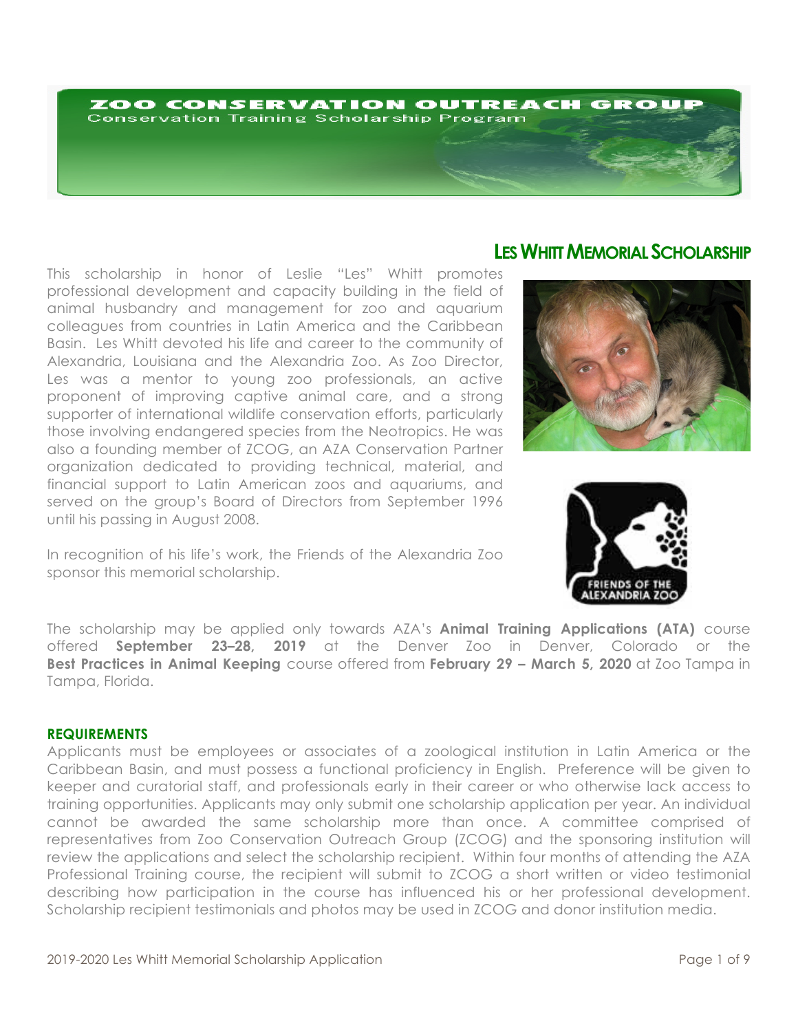# ZOO CONSERVATION OUTREACH GROUP

Conservation Training Scholarship Program

## LES WHITT MEMORIAL SCHOLARSHIP

This scholarship in honor of Leslie "Les" Whitt promotes professional development and capacity building in the field of animal husbandry and management for zoo and aquarium colleagues from countries in Latin America and the Caribbean Basin. Les Whitt devoted his life and career to the community of Alexandria, Louisiana and the Alexandria Zoo. As Zoo Director, Les was a mentor to young zoo professionals, an active proponent of improving captive animal care, and a strong supporter of international wildlife conservation efforts, particularly those involving endangered species from the Neotropics. He was also a founding member of ZCOG, an AZA Conservation Partner organization dedicated to providing technical, material, and financial support to Latin American zoos and aquariums, and served on the group's Board of Directors from September 1996 until his passing in August 2008.

In recognition of his life's work, the Friends of the Alexandria Zoo sponsor this memorial scholarship.

FRIENDS OF THE ALEXANDRIA ZOO

The scholarship may be applied only towards AZA's **Animal Training Applications (ATA)** course offered **September 23–28, 2019** at the Denver Zoo in Denver, Colorado or the **Best Practices in Animal Keeping** course offered from **February 29 – March 5, 2020** at Zoo Tampa in Tampa, Florida.

### REQUIREMENTS

Applicants must be employees or associates of a zoological institution in Latin America or the Caribbean Basin, and must possess a functional proficiency in English. Preference will be given to keeper and curatorial staff, and professionals early in their career or who otherwise lack access to training opportunities. Applicants may only submit one scholarship application per year. An individual cannot be awarded the same scholarship more than once. A committee comprised of representatives from Zoo Conservation Outreach Group (ZCOG) and the sponsoring institution will review the applications and select the scholarship recipient. Within four months of attending the AZA Professional Training course, the recipient will submit to ZCOG a short written or video testimonial describing how participation in the course has influenced his or her professional development. Scholarship recipient testimonials and photos may be used in ZCOG and donor institution media.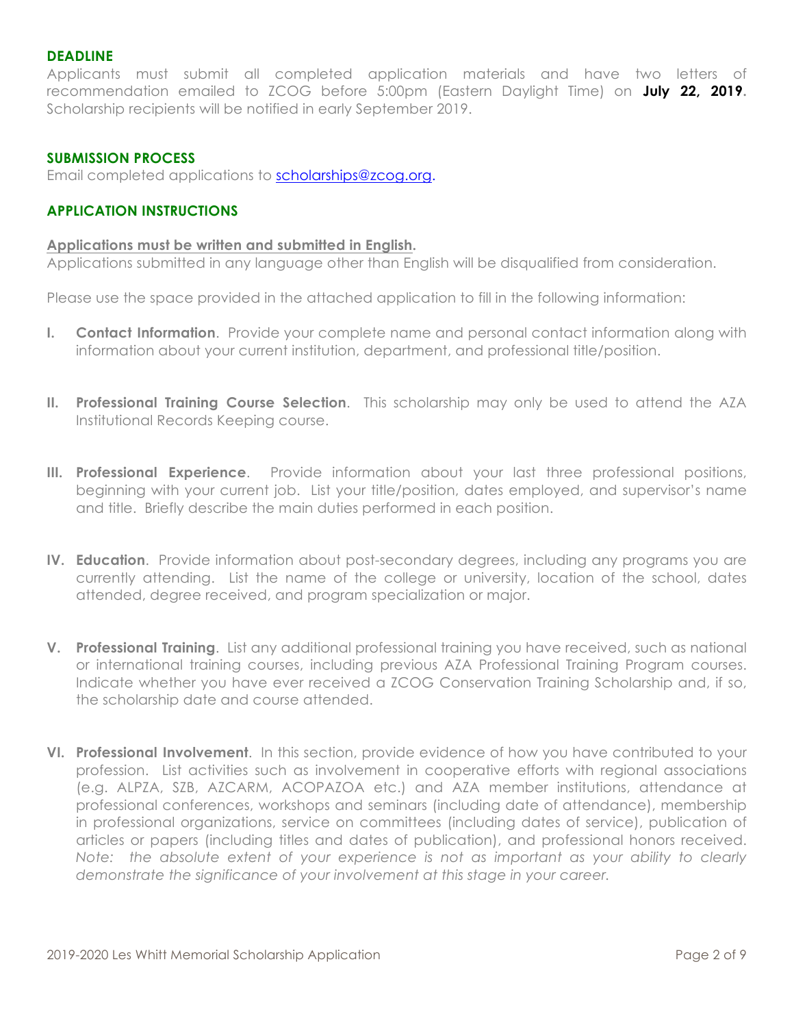## DEADLINE

Applicants must submit all completed application materials and have two letters of recommendation emailed to ZCOG before 5:00pm (Eastern Daylight Time) on **July 22, 2019**. Scholarship recipients will be notified in early September 2019.

## SUBMISSION PROCESS

Email completed applications to scholarships@zcog.org.

## APPLICATION INSTRUCTIONS

**Applications must be written and submitted in English.**
Applications submitted in any language other than English will be disqualified from consideration.

Please use the space provided in the attached application to fill in the following information:

**I. Contact Information**. Provide your complete name and personal contact information along with information about your current institution, department, and professional title/position.

**II. Professional Training Course Selection**. This scholarship may only be used to attend the AZA Institutional Records Keeping course.

**III. Professional Experience**. Provide information about your last three professional positions, beginning with your current job. List your title/position, dates employed, and supervisor's name and title. Briefly describe the main duties performed in each position.

**IV. Education**. Provide information about post-secondary degrees, including any programs you are currently attending. List the name of the college or university, location of the school, dates attended, degree received, and program specialization or major.

**V. Professional Training**. List any additional professional training you have received, such as national or international training courses, including previous AZA Professional Training Program courses. Indicate whether you have ever received a ZCOG Conservation Training Scholarship and, if so, the scholarship date and course attended.

**VI. Professional Involvement**. In this section, provide evidence of how you have contributed to your profession. List activities such as involvement in cooperative efforts with regional associations (e.g. ALPZA, SZB, AZCARM, ACOPAZOA etc.) and AZA member institutions, attendance at professional conferences, workshops and seminars (including date of attendance), membership in professional organizations, service on committees (including dates of service), publication of articles or papers (including titles and dates of publication), and professional honors received. *Note: the absolute extent of your experience is not as important as your ability to clearly demonstrate the significance of your involvement at this stage in your career.*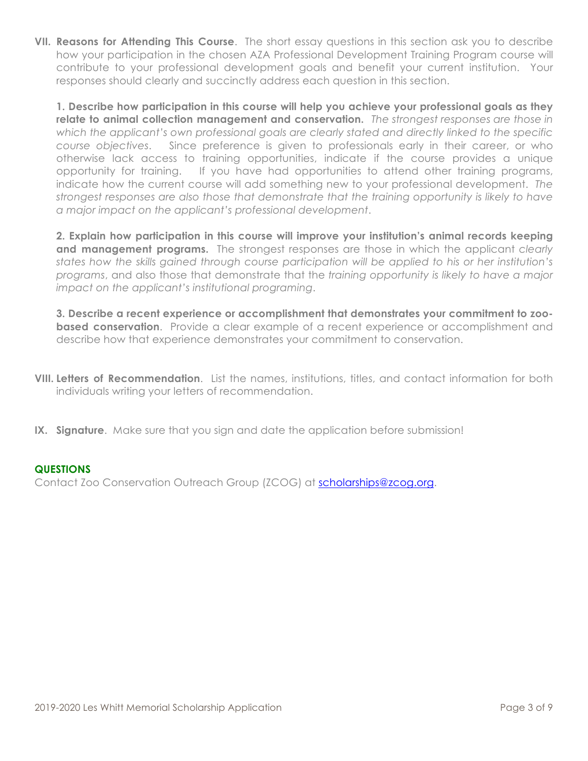**VII. Reasons for Attending This Course**. The short essay questions in this section ask you to describe how your participation in the chosen AZA Professional Development Training Program course will contribute to your professional development goals and benefit your current institution. Your responses should clearly and succinctly address each question in this section.

**1. Describe how participation in this course will help you achieve your professional goals as they relate to animal collection management and conservation.** *The strongest responses are those in which the applicant's own professional goals are clearly stated and directly linked to the specific course objectives*. Since preference is given to professionals early in their career, or who otherwise lack access to training opportunities, indicate if the course provides a unique opportunity for training. If you have had opportunities to attend other training programs, indicate how the current course will add something new to your professional development. *The strongest responses are also those that demonstrate that the training opportunity is likely to have a major impact on the applicant's professional development*.

**2. Explain how participation in this course will improve your institution's animal records keeping and management programs.** The strongest responses are those in which the applicant *clearly states how the skills gained through course participation will be applied to his or her institution's programs*, and also those that demonstrate that the *training opportunity is likely to have a major impact on the applicant's institutional programing*.

**3. Describe a recent experience or accomplishment that demonstrates your commitment to zoo-based conservation**. Provide a clear example of a recent experience or accomplishment and describe how that experience demonstrates your commitment to conservation.

**VIII. Letters of Recommendation**. List the names, institutions, titles, and contact information for both individuals writing your letters of recommendation.

**IX. Signature**. Make sure that you sign and date the application before submission!

**QUESTIONS**

Contact Zoo Conservation Outreach Group (ZCOG) at scholarships@zcog.org.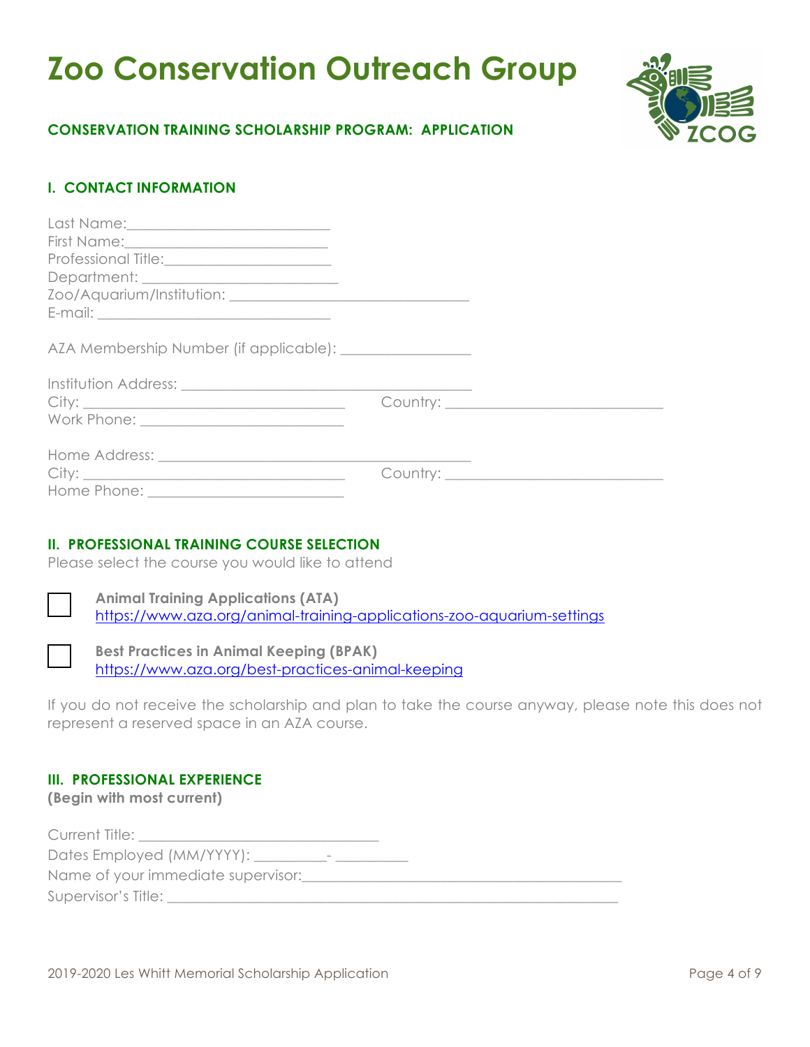# Zoo Conservation Outreach Group

**CONSERVATION TRAINING SCHOLARSHIP PROGRAM: APPLICATION**

## I. CONTACT INFORMATION

Last Name:___________________________
First Name:___________________________
Professional Title:______________________
Department: __________________________
Zoo/Aquarium/Institution: ________________________________
E-mail: _______________________________

AZA Membership Number (if applicable): _________________

Institution Address: _______________________________________
City: ___________________________________ Country: _____________________________
Work Phone: ___________________________

Home Address: __________________________________________
City: ___________________________________ Country: _____________________________
Home Phone: __________________________

## II. PROFESSIONAL TRAINING COURSE SELECTION

Please select the course you would like to attend

☐ **Animal Training Applications (ATA)**
https://www.aza.org/animal-training-applications-zoo-aquarium-settings

☐ **Best Practices in Animal Keeping (BPAK)**
https://www.aza.org/best-practices-animal-keeping

If you do not receive the scholarship and plan to take the course anyway, please note this does not represent a reserved space in an AZA course.

## III. PROFESSIONAL EXPERIENCE

**(Begin with most current)**

Current Title: ________________________________
Dates Employed (MM/YYYY): _________- _________
Name of your immediate supervisor:__________________________________________
Supervisor's Title: ____________________________________________________________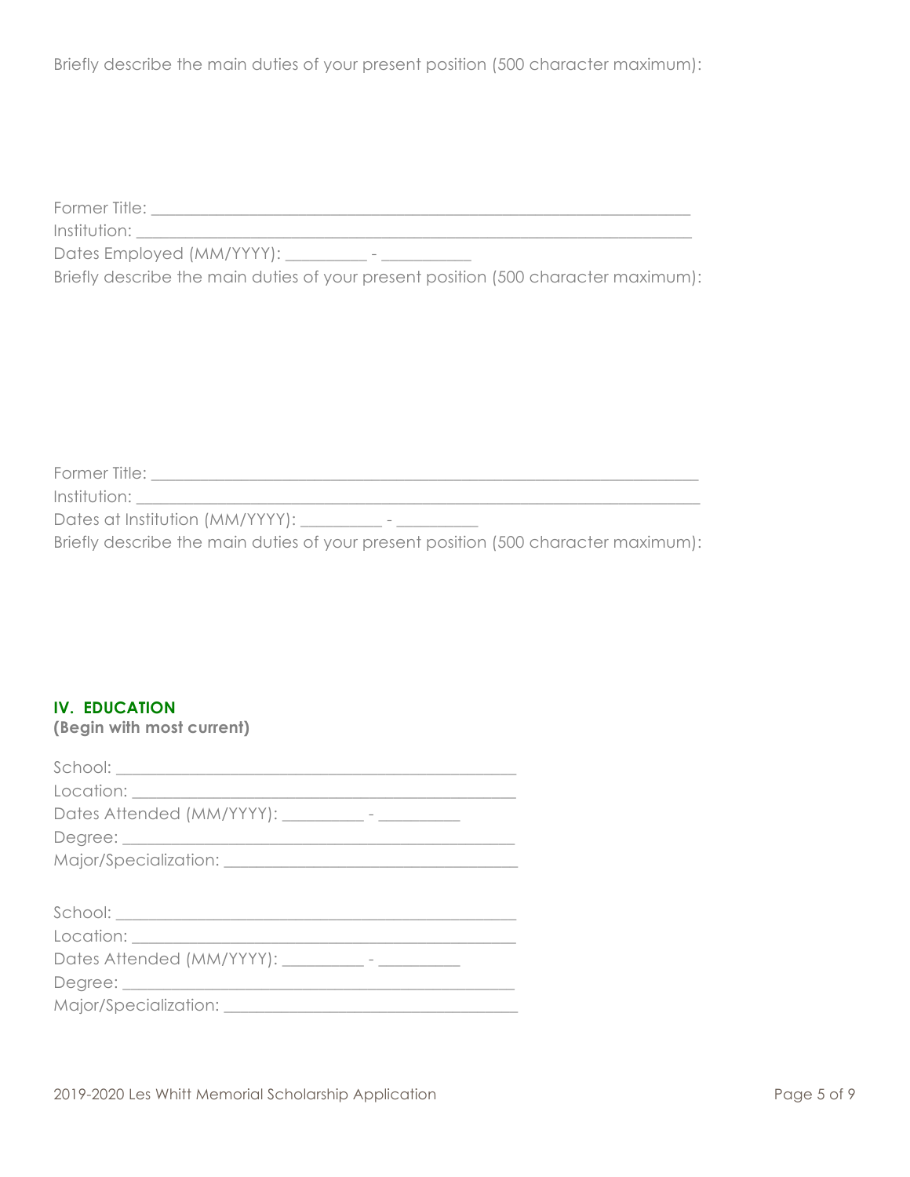Briefly describe the main duties of your present position (500 character maximum):

Former Title: ___________________________________________________________________

Institution: _____________________________________________________________________

Dates Employed (MM/YYYY): __________ - ___________

Briefly describe the main duties of your present position (500 character maximum):

Former Title: ___________________________________________________________________

Institution: _____________________________________________________________________

Dates at Institution (MM/YYYY): __________ - __________

Briefly describe the main duties of your present position (500 character maximum):

## IV. EDUCATION

**(Begin with most current)**

School: ______________________________________________

Location: ____________________________________________

Dates Attended (MM/YYYY): __________ - __________

Degree: ______________________________________________

Major/Specialization: __________________________________

School: ______________________________________________

Location: ____________________________________________

Dates Attended (MM/YYYY): __________ - __________

Degree: ______________________________________________

Major/Specialization: __________________________________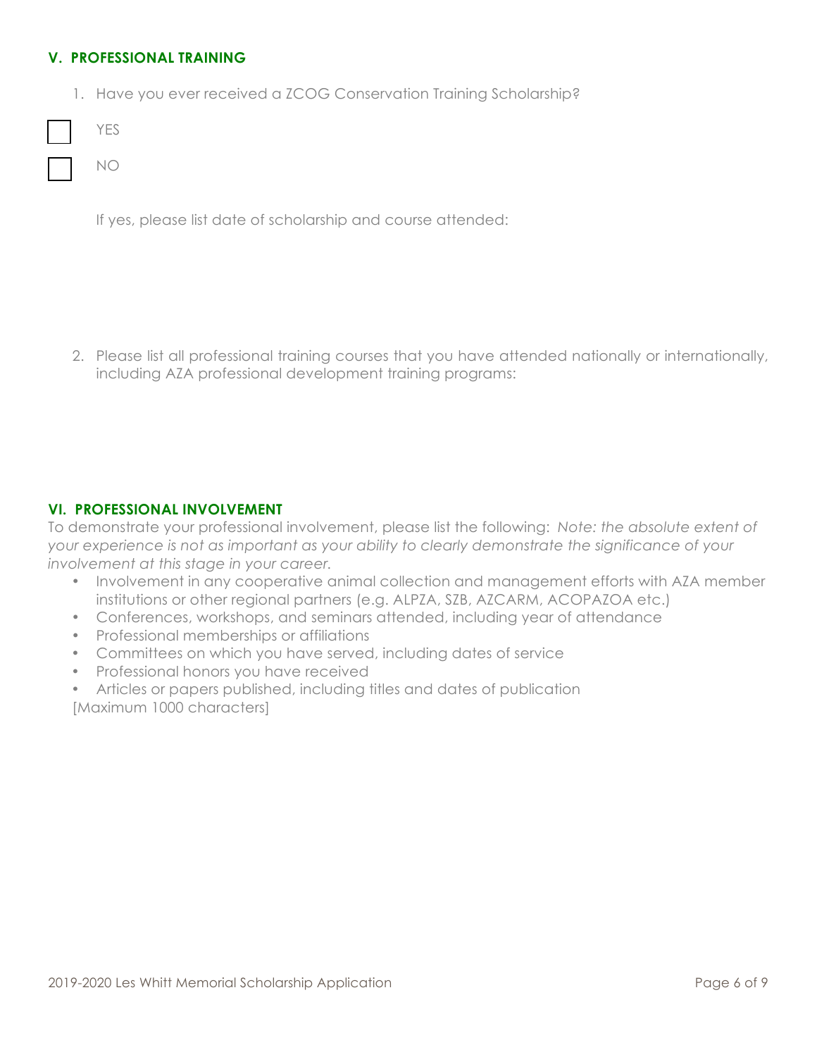## V. PROFESSIONAL TRAINING

1. Have you ever received a ZCOG Conservation Training Scholarship?

- [ ] YES
- [ ] NO

If yes, please list date of scholarship and course attended:

2. Please list all professional training courses that you have attended nationally or internationally, including AZA professional development training programs:

## VI. PROFESSIONAL INVOLVEMENT

To demonstrate your professional involvement, please list the following: *Note: the absolute extent of your experience is not as important as your ability to clearly demonstrate the significance of your involvement at this stage in your career.*

- Involvement in any cooperative animal collection and management efforts with AZA member institutions or other regional partners (e.g. ALPZA, SZB, AZCARM, ACOPAZOA etc.)
- Conferences, workshops, and seminars attended, including year of attendance
- Professional memberships or affiliations
- Committees on which you have served, including dates of service
- Professional honors you have received
- Articles or papers published, including titles and dates of publication

[Maximum 1000 characters]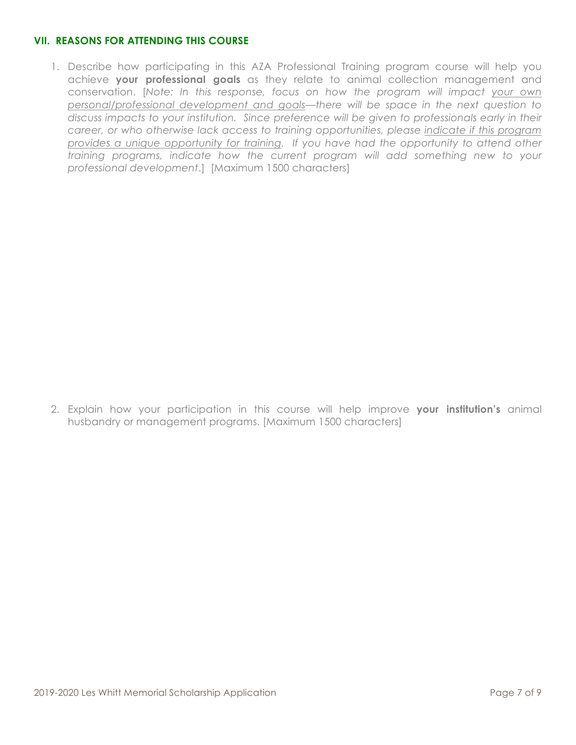## VII. REASONS FOR ATTENDING THIS COURSE

1. Describe how participating in this AZA Professional Training program course will help you achieve **your professional goals** as they relate to animal collection management and conservation. [*Note: In this response, focus on how the program will impact <u>your own personal/professional development and goals</u>—there will be space in the next question to discuss impacts to your institution. Since preference will be given to professionals early in their career, or who otherwise lack access to training opportunities, please <u>indicate if this program provides a unique opportunity for training</u>. If you have had the opportunity to attend other training programs, indicate how the current program will add something new to your professional development*.] [Maximum 1500 characters]

2. Explain how your participation in this course will help improve **your institution's** animal husbandry or management programs. [Maximum 1500 characters]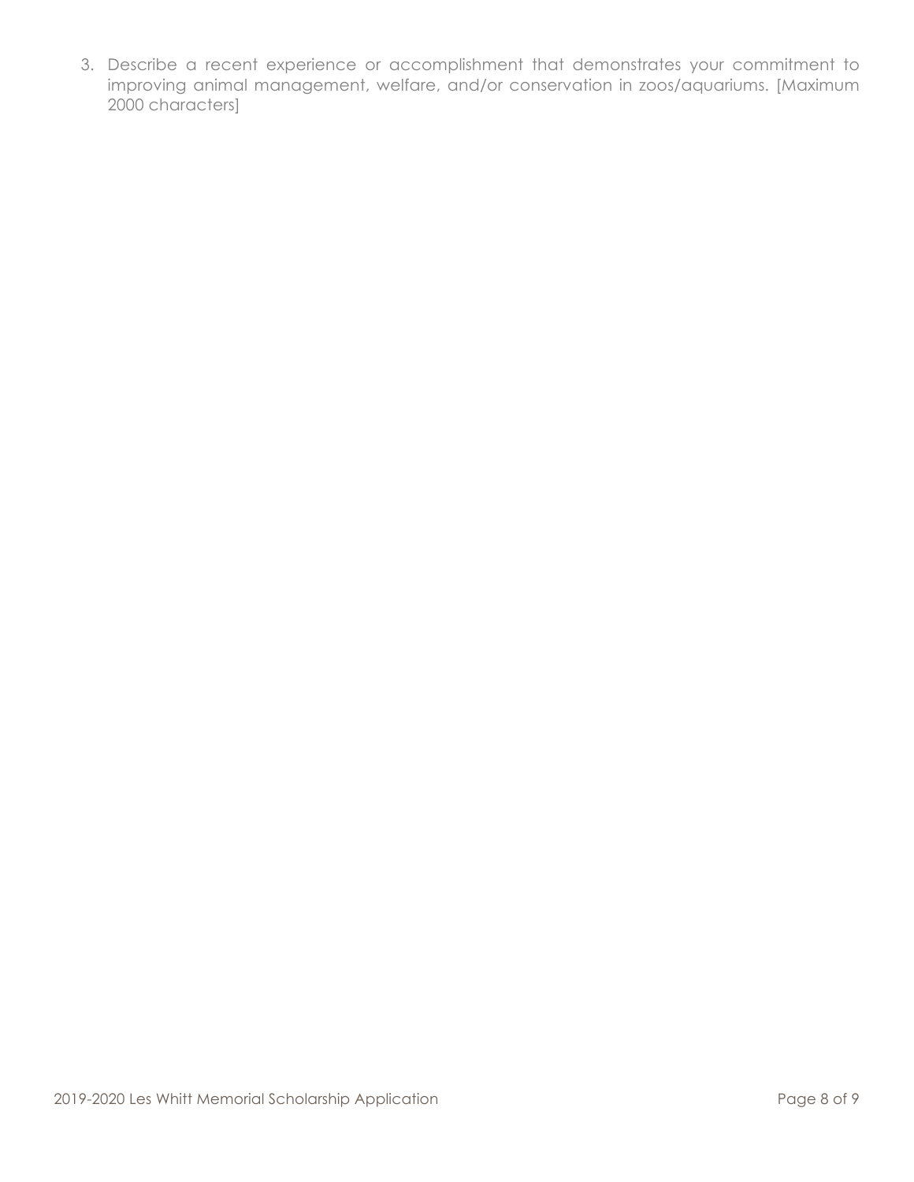3. Describe a recent experience or accomplishment that demonstrates your commitment to improving animal management, welfare, and/or conservation in zoos/aquariums. [Maximum 2000 characters]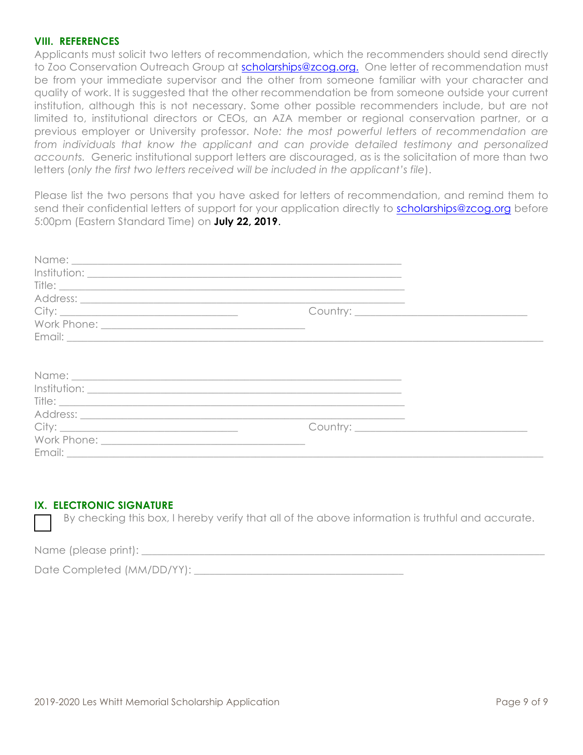## VIII. REFERENCES

Applicants must solicit two letters of recommendation, which the recommenders should send directly to Zoo Conservation Outreach Group at scholarships@zcog.org. One letter of recommendation must be from your immediate supervisor and the other from someone familiar with your character and quality of work. It is suggested that the other recommendation be from someone outside your current institution, although this is not necessary. Some other possible recommenders include, but are not limited to, institutional directors or CEOs, an AZA member or regional conservation partner, or a previous employer or University professor. *Note: the most powerful letters of recommendation are from individuals that know the applicant and can provide detailed testimony and personalized accounts.* Generic institutional support letters are discouraged, as is the solicitation of more than two letters (*only the first two letters received will be included in the applicant's file*).

Please list the two persons that you have asked for letters of recommendation, and remind them to send their confidential letters of support for your application directly to scholarships@zcog.org before 5:00pm (Eastern Standard Time) on **July 22, 2019**.

Name: ____________________________________________
Institution: ____________________________________________
Title: ____________________________________________
Address: ____________________________________________
City: ______________________ Country: ______________________
Work Phone: __________________________
Email: ____________________________________________________________

Name: ____________________________________________
Institution: ____________________________________________
Title: ____________________________________________
Address: ____________________________________________
City: ______________________ Country: ______________________
Work Phone: __________________________
Email: ____________________________________________________________

## IX. ELECTRONIC SIGNATURE

☐ By checking this box, I hereby verify that all of the above information is truthful and accurate.

Name (please print): ____________________________________________________

Date Completed (MM/DD/YY): ___________________________